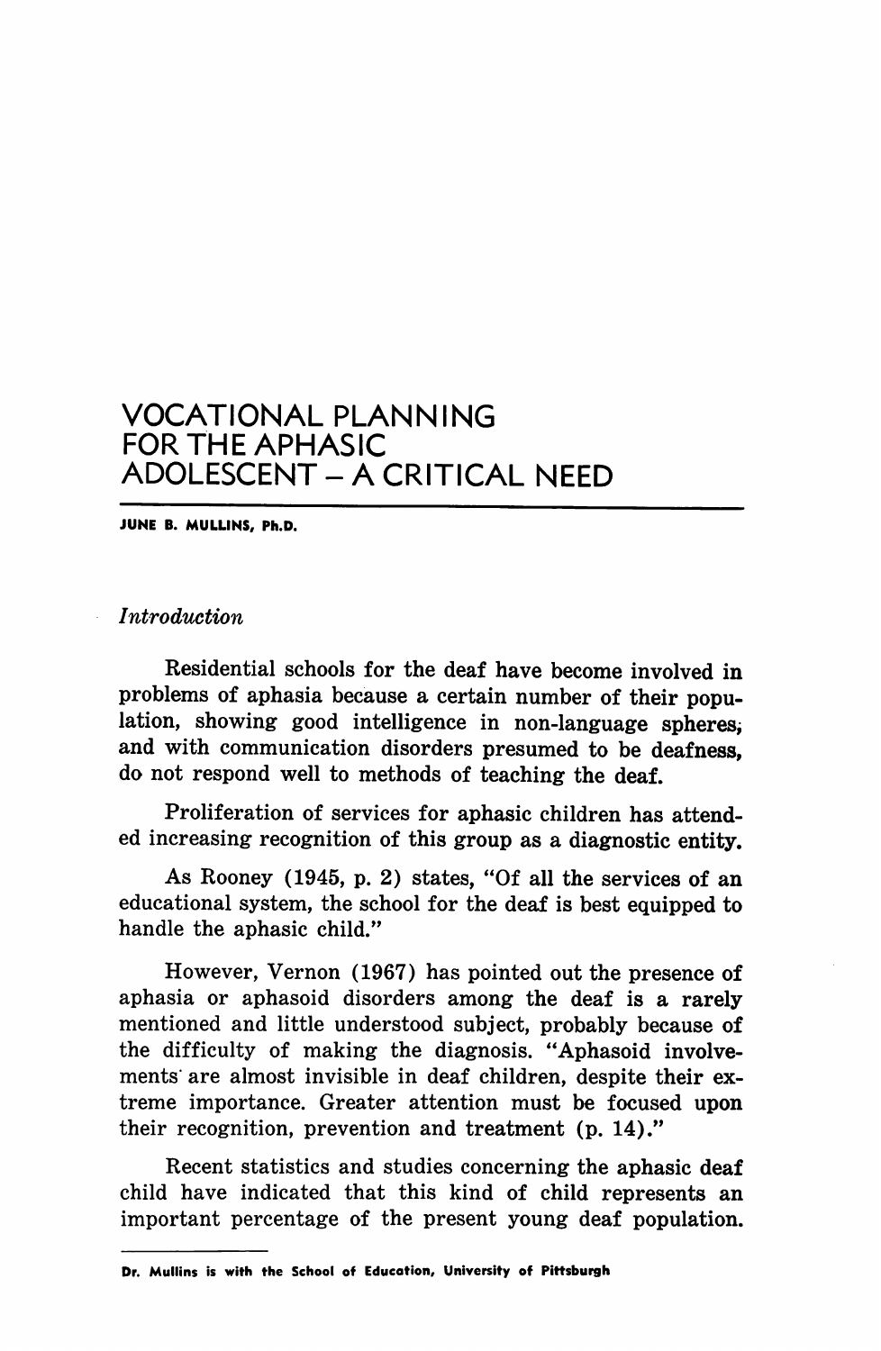# VOCATIONAL PLANNING FOR THE APHASIC ADOLESCENT – A CRITICAL NEED

**JUNE B. MULLINS, Ph.D.**

### *Introduction*

Residential schools for the deaf have become involved in problems of aphasia because a certain number of their population, showing good intelligence in non-language spheres, and with communication disorders presumed to be deafness, do not respond well to methods of teaching the deaf.

Proliferation of services for aphasic children has attended increasing recognition of this group as a diagnostic entity.

As Rooney (1945, p. 2) states, "Of all the services of an educational system, the school for the deaf is best equipped to handle the aphasic child."

However, Vernon (1967) has pointed out the presence of aphasia or aphasoid disorders among the deaf is a rarely mentioned and little understood subject, probably because of the difficulty of making the diagnosis. "Aphasoid involvements are almost invisible in deaf children, despite their extreme importance. Greater attention must be focused upon their recognition, prevention and treatment (p. 14)."

Recent statistics and studies concerning the aphasic deaf child have indicated that this kind of child represents an important percentage of the present young deaf population.

Dr. Mullins is with the School of Education, University of Pittsburgh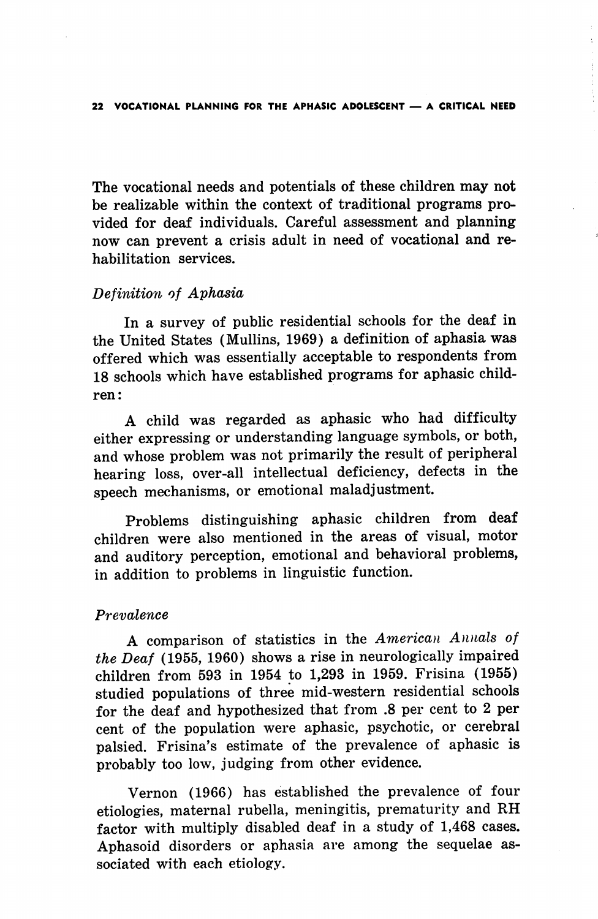The vocational needs and potentials of these children may not be realizable within the context of traditional programs provided for deaf individuals. Careful assessment and planning now can prevent a crisis adult in need of vocational and rehabilitation services.

### *Definition of Aphasia*

In a survey of public residential schools for the deaf in the United States (Mullins, 1969) a definition of aphasia was offered which was essentially acceptable to respondents from 18 schools which have established programs for aphasic children:

A child was regarded as aphasic who had difficulty either expressing or understanding language symbols, or both, and whose problem was not primarily the result of peripheral hearing loss, over-all intellectual deficiency, defects in the speech mechanisms, or emotional maladjustment.

Problems distinguishing aphasic children from deaf children were also mentioned in the areas of visual, motor and auditory perception, emotional and behavioral problems, in addition to problems in linguistic function.

### *Prevalence*

A comparison of statistics in the *American Annals of the Deaf* (1955, 1960) shows a rise in neurologically impaired children from 593 in 1954 to 1,293 in 1959. Frisina (1955) studied populations of three mid-western residential schools for the deaf and hypothesized that from .8 per cent to 2 per cent of the population were aphasic, psychotic, or cerebral palsied. Frisina's estimate of the prevalence of aphasic is probably too low, judging from other evidence.

Vernon (1966) has established the prevalence of four etiologies, maternal rubella, meningitis, prematurity and RH factor with multiply disabled deaf in a study of 1,468 cases. Aphasoid disorders or aphasia are among the sequelae associated with each etiology.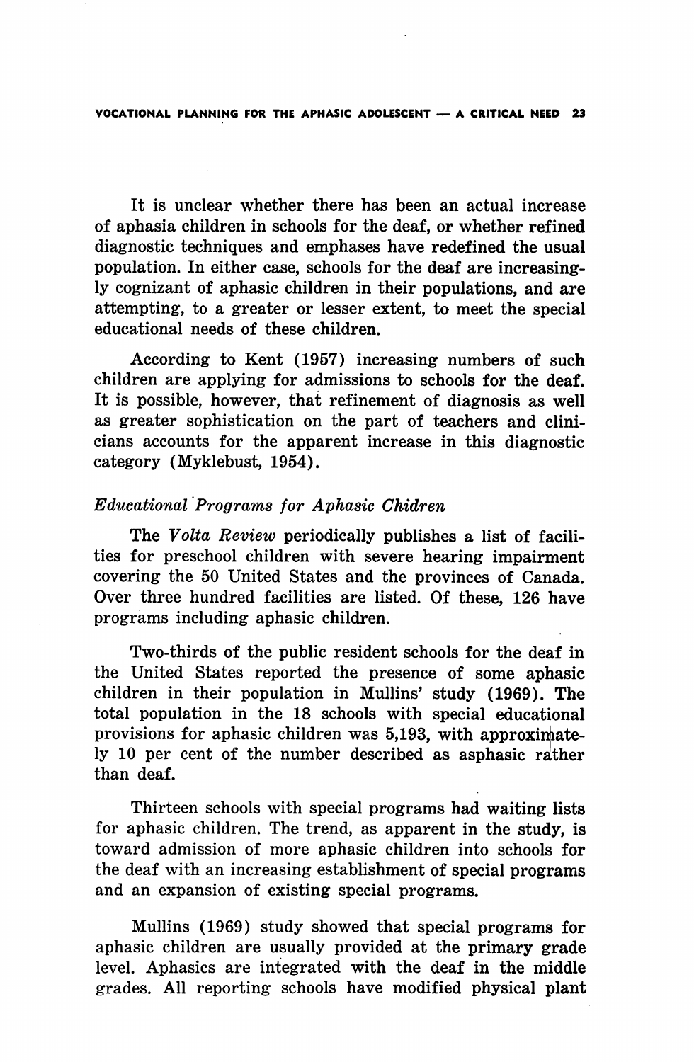It is unclear whether there has been an actual increase of aphasia children in schools for the deaf, or whether refined diagnostic techniques and emphases have redefined the usual population. In either case, schools for the deaf are increasingly cognizant of aphasic children in their populations, and are attempting, to a greater or lesser extent, to meet the special educational needs of these children.

According to Kent (1957) increasing numbers of such children are applying for admissions to schools for the deaf. It is possible, however, that refinement of diagnosis as well as greater sophistication on the part of teachers and clinicians accounts for the apparent increase in this diagnostic category (Myklebust, 1954).

### *Educational Programs for Aphasic Chidren*

The *Volta Review* periodically publishes a list of facilities for preschool children with severe hearing impairment covering the 50 United States and the provinces of Canada. Over three hundred facilities are listed. Of these, 126 have programs including aphasic children.

Two-thirds of the public resident schools for the deaf in the United States reported the presence of some aphasic children in their population in Mullins' study (1969). The total population in the 18 schools with special educational provisions for aphasic children was 5,193, with approximately 10 per cent of the number described as asphasic rather than deaf.

Thirteen schools with special programs had waiting lists for aphasic children. The trend, as apparent in the study, is toward admission of more aphasic children into schools for the deaf with an increasing establishment of special programs and an expansion of existing special programs.

Mullins (1969) study showed that special programs for aphasic children are usually provided at the primary grade level. Aphasics are integrated with the deaf in the middle grades. All reporting schools have modified physical plant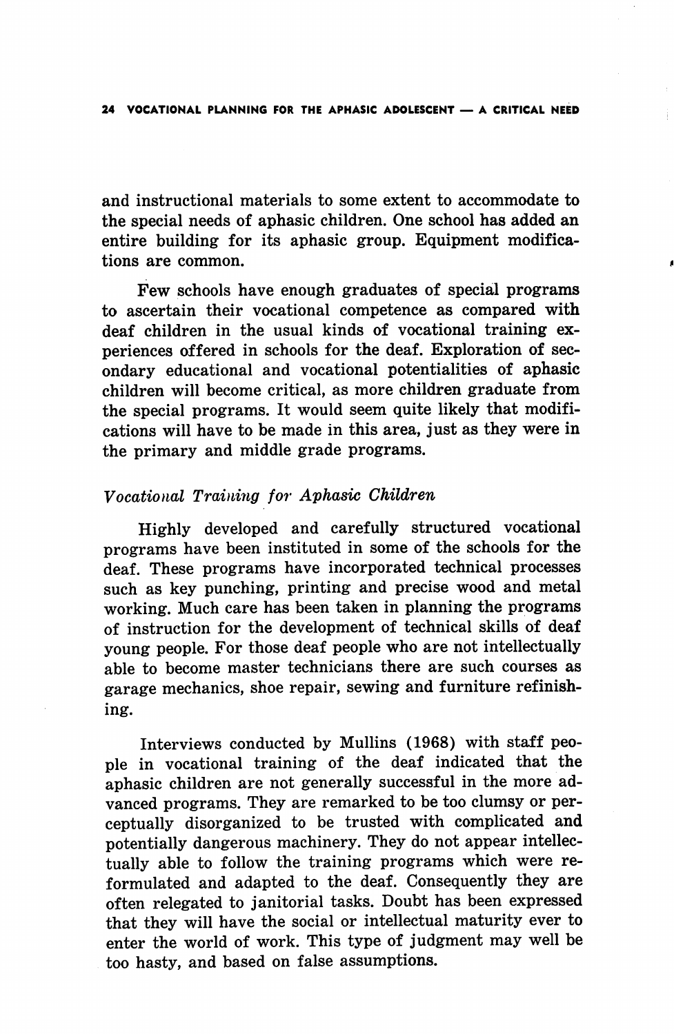and instructional materials to some extent to accommodate to the special needs of aphasic children. One school has added an entire building for its aphasic group. Equipment modifications are common.

Few schools have enough graduates of special programs to ascertain their vocational competence as compared with deaf children in the usual kinds of vocational training experiences offered in schools for the deaf. Exploration of secondary educational and vocational potentialities of aphasic children will become critical, as more children graduate from the special programs. It would seem quite likely that modifications will have to be made in this area, just as they were in the primary and middle grade programs.

### *Vocational Training for Aphasic Children*

Highly developed and carefully structured vocational programs have been instituted in some of the schools for the deaf. These programs have incorporated technical processes such as key punching, printing and precise wood and metal working. Much care has been taken in planning the programs of instruction for the development of technical skills of deaf young people. For those deaf people who are not intellectually able to become master technicians there are such courses as garage mechanics, shoe repair, sewing and furniture refinishing.

Interviews conducted by Mullins (1968) with staff people in vocational training of the deaf indicated that the aphasic children are not generally successful in the more advanced programs. They are remarked to be too clumsy or perceptually disorganized to be trusted with complicated and potentially dangerous machinery. They do not appear intellectually able to follow the training programs which were reformulated and adapted to the deaf. Consequently they are often relegated to janitorial tasks. Doubt has been expressed that they will have the social or intellectual maturity ever to enter the world of work. This type of judgment may well be too hasty, and based on false assumptions.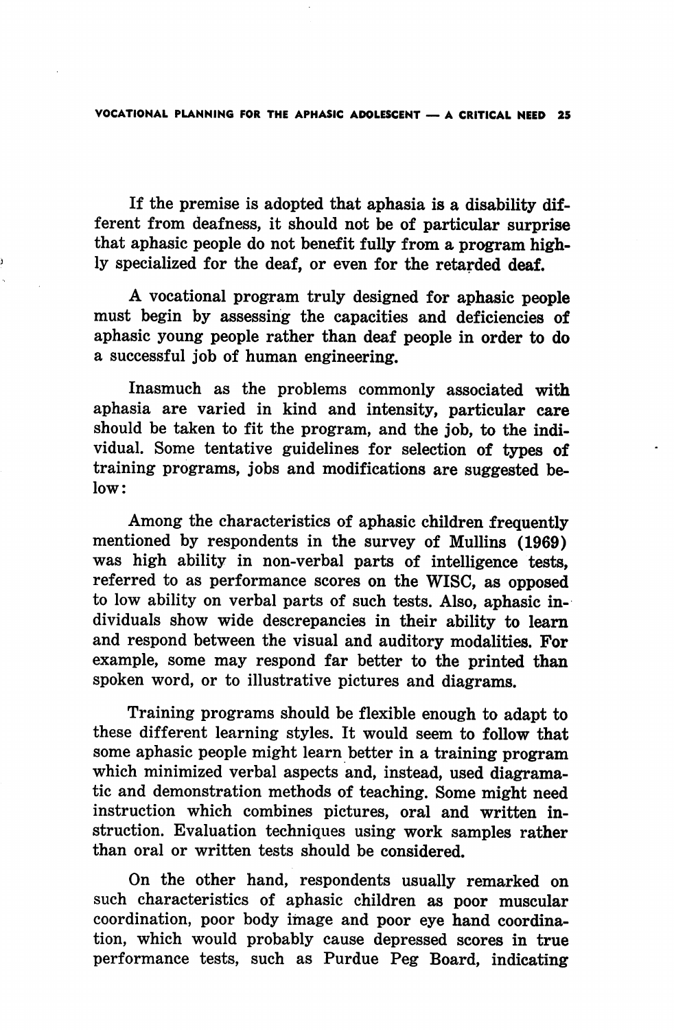If the premise is adopted that aphasia is a disability different from deafness, it should not be of particular surprise that aphasic people do not benefit fully from a program highly specialized for the deaf, or even for the retarded deaf.

A vocational program truly designed for aphasic people must begin by assessing the capacities and deficiencies of aphasic young people rather than deaf people in order to do a successful job of human engineering.

Inasmuch as the problems commonly associated with aphasia are varied in kind and intensity, particular care should be taken to fit the program, and the job, to the individual. Some tentative guidelines for selection of types of training programs, jobs and modifications are suggested below:

Among the characteristics of aphasic children frequently mentioned by respondents in the survey of Mullins (1969) was high ability in non-verbal parts of intelligence tests, referred to as performance scores on the WISC, as opposed to low ability on verbal parts of such tests. Also, aphasic individuals show wide descrepancies in their ability to learn and respond between the visual and auditory modalities. For example, some may respond far better to the printed than spoken word, or to illustrative pictures and diagrams.

Training programs should be flexible enough to adapt to these different learning styles. It would seem to follow that some aphasic people might learn better in a training program which minimized verbal aspects and, instead, used diagramatic and demonstration methods of teaching. Some might need instruction which combines pictures, oral and written instruction. Evaluation techniques using work samples rather than oral or written tests should be considered.

On the other hand, respondents usually remarked on such characteristics of aphasic children as poor muscular coordination, poor body image and poor eye hand coordination, which would probably cause depressed scores in true performance tests, such as Purdue Peg Board, indicating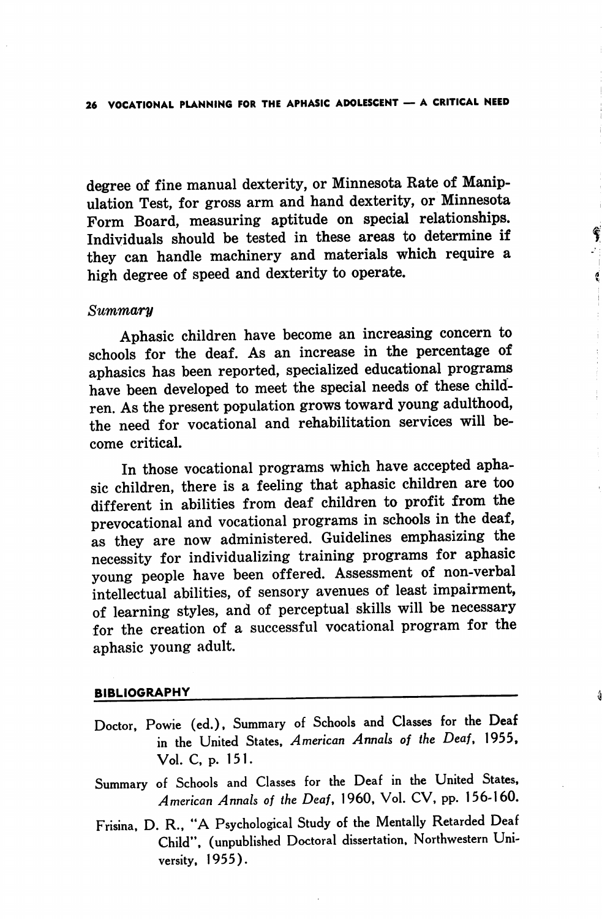degree of fine manual dexterity, or Minnesota Rate of Manipulation Test, for gross arm and hand dexterity, or Minnesota Form Board, measuring aptitude on special relationships. Individuals should be tested in these areas to determine if they can handle machinery and materials which require a high degree of speed and dexterity to operate.

### *Summary*

Aphasic children have become an increasing concern to schools for the deaf. As an increase in the percentage of aphasics has been reported, specialized educational programs have been developed to meet the special needs of these children. As the present population grows toward young adulthood, the need for vocational and rehabilitation services will become critical.

In those vocational programs which have accepted aphasic children, there is a feeling that aphasic children are too different in abilities from deaf children to profit from the prevocational and vocational programs in schools in the deaf, as they are now administered. Guidelines emphasizing the necessity for individualizing training programs for aphasic young people have been offered. Assessment of non-verbal intellectual abilities, of sensory avenues of least impairment, of learning styles, and of perceptual skills will be necessary for the creation of a successful vocational program for the aphasic young adult.

## BIBLIOGRAPHY

Doctor, Powie (ed.), Summary of Schools and Classes for the Deaf in the United States, *American Annals of the Deaf*, 1955, Vol. C, p. 151.

Summary of Schools and Classes for the Deaf in the United States, *American Annals of the Deaf*, 1960, Vol. CV, pp. 156-160.

Frisina, D. R., "A Psychological Study of the Mentally Retarded Deaf Child", (unpublished Doctoral dissertation, Northwestern University, 1955).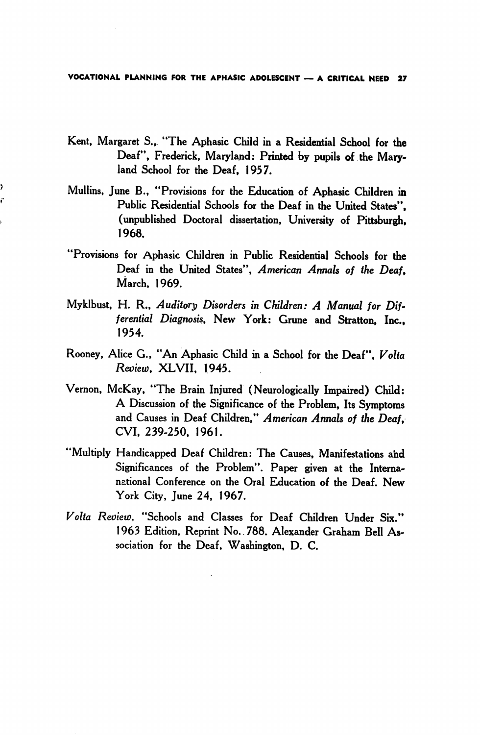Kent, Margaret S., "The Aphasic Child in a Residential School for the Deaf", Frederick, Maryland: Printed by pupils of the Maryland School for the Deaf, 1957.

Mullins, June B., "Provisions for the Education of Aphasic Children in Public Residential Schools for the Deaf in the United States", (unpublished Doctoral dissertation, University of Pittsburgh, 1968.

"Provisions for Aphasic Children in Public Residential Schools for the Deaf in the United States", *American Annals of the Deaf*, March, 1969.

Myklbust, H. R., *Auditory Disorders in Children: A Manual for Differential Diagnosis*, New York: Grune and Stratton, Inc., 1954.

Rooney, Alice G., "An Aphasic Child in a School for the Deaf", *Volta Review*, XLVII, 1945.

Vernon, McKay, "The Brain Injured (Neurologically Impaired) Child: A Discussion of the Significance of the Problem, Its Symptoms and Causes in Deaf Children," *American Annals of the Deaf*, CVI, 239-250, 1961.

"Multiply Handicapped Deaf Children: The Causes, Manifestations and Significances of the Problem". Paper given at the International Conference on the Oral Education of the Deaf. New York City, June 24, 1967.

*Volta Review*, "Schools and Classes for Deaf Children Under Six." 1963 Edition, Reprint No. 788. Alexander Graham Bell Association for the Deaf, Washington, D. C.